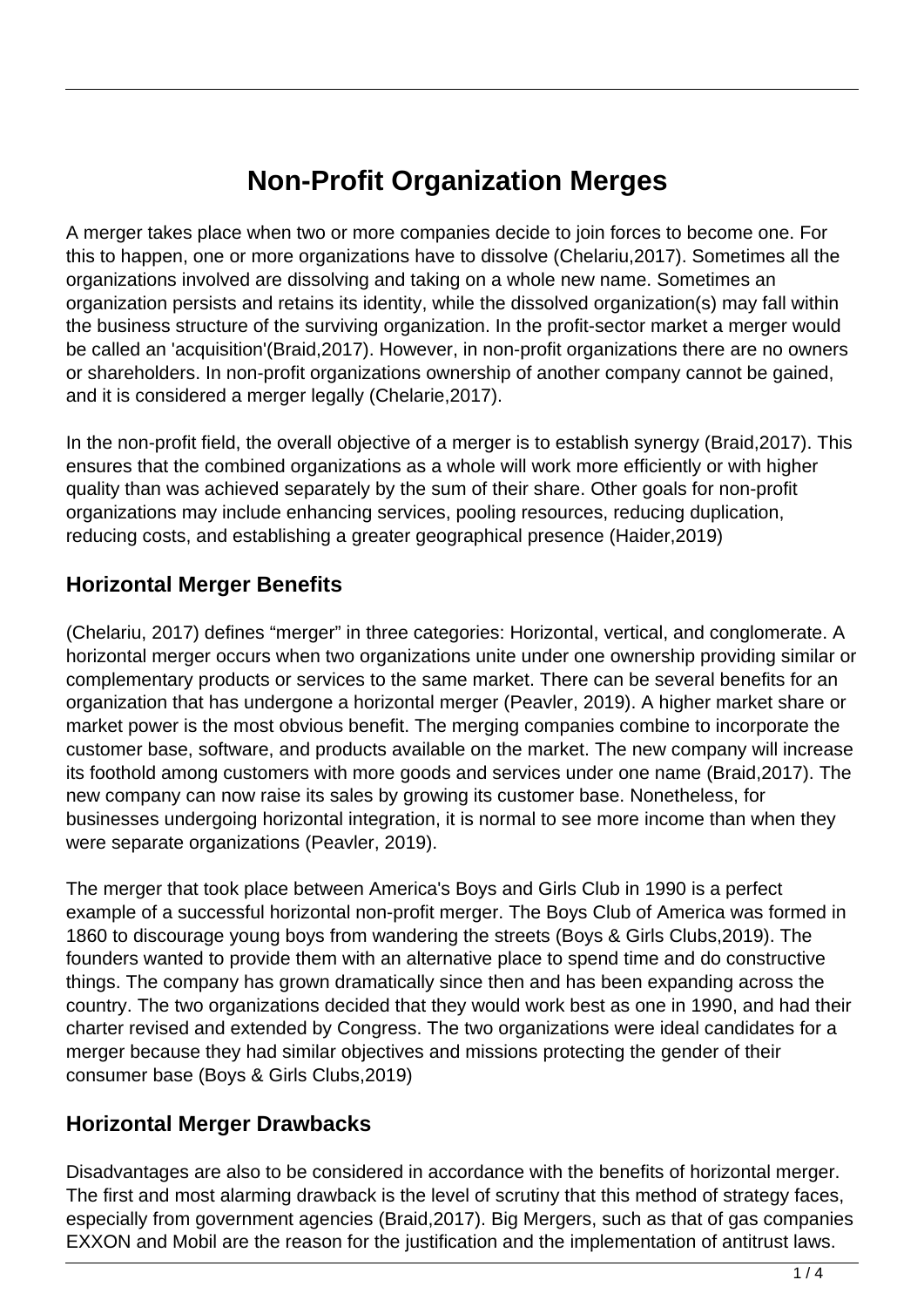# Non-Profit Organization Merges

A merger takes place when two or more companies decide to join forces to become one. For this to happen, one or more organizations have to dissolve (Chelariu,2017). Sometimes all the organizations involved are dissolving and taking on a whole new name. Sometimes an organization persists and retains its identity, while the dissolved organization(s) may fall within the business structure of the surviving organization. In the profit-sector market a merger would be called an 'acquisition'(Braid,2017). However, in non-profit organizations there are no owners or shareholders. In non-profit organizations ownership of another company cannot be gained, and it is considered a merger legally (Chelarie,2017).

In the non-profit field, the overall objective of a merger is to establish synergy (Braid,2017). This ensures that the combined organizations as a whole will work more efficiently or with higher quality than was achieved separately by the sum of their share. Other goals for non-profit organizations may include enhancing services, pooling resources, reducing duplication, reducing costs, and establishing a greater geographical presence (Haider,2019)

## Horizontal Merger Benefits

(Chelariu, 2017) defines "merger" in three categories: Horizontal, vertical, and conglomerate. A horizontal merger occurs when two organizations unite under one ownership providing similar or complementary products or services to the same market. There can be several benefits for an organization that has undergone a horizontal merger (Peavler, 2019). A higher market share or market power is the most obvious benefit. The merging companies combine to incorporate the customer base, software, and products available on the market. The new company will increase its foothold among customers with more goods and services under one name (Braid,2017). The new company can now raise its sales by growing its customer base. Nonetheless, for businesses undergoing horizontal integration, it is normal to see more income than when they were separate organizations (Peavler, 2019).

The merger that took place between America's Boys and Girls Club in 1990 is a perfect example of a successful horizontal non-profit merger. The Boys Club of America was formed in 1860 to discourage young boys from wandering the streets (Boys & Girls Clubs,2019). The founders wanted to provide them with an alternative place to spend time and do constructive things. The company has grown dramatically since then and has been expanding across the country. The two organizations decided that they would work best as one in 1990, and had their charter revised and extended by Congress. The two organizations were ideal candidates for a merger because they had similar objectives and missions protecting the gender of their consumer base (Boys & Girls Clubs,2019)

## Horizontal Merger Drawbacks

Disadvantages are also to be considered in accordance with the benefits of horizontal merger. The first and most alarming drawback is the level of scrutiny that this method of strategy faces, especially from government agencies (Braid,2017). Big Mergers, such as that of gas companies EXXON and Mobil are the reason for the justification and the implementation of antitrust laws.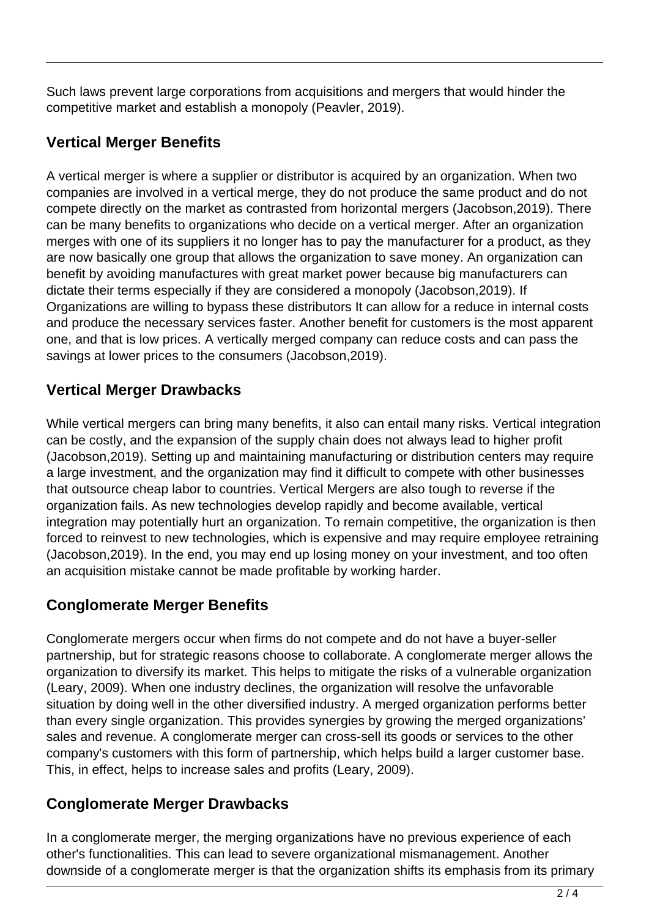Such laws prevent large corporations from acquisitions and mergers that would hinder the competitive market and establish a monopoly (Peavler, 2019).

## Vertical Merger Benefits

A vertical merger is where a supplier or distributor is acquired by an organization. When two companies are involved in a vertical merge, they do not produce the same product and do not compete directly on the market as contrasted from horizontal mergers (Jacobson,2019). There can be many benefits to organizations who decide on a vertical merger. After an organization merges with one of its suppliers it no longer has to pay the manufacturer for a product, as they are now basically one group that allows the organization to save money. An organization can benefit by avoiding manufactures with great market power because big manufacturers can dictate their terms especially if they are considered a monopoly (Jacobson,2019). If Organizations are willing to bypass these distributors It can allow for a reduce in internal costs and produce the necessary services faster. Another benefit for customers is the most apparent one, and that is low prices. A vertically merged company can reduce costs and can pass the savings at lower prices to the consumers (Jacobson,2019).

## Vertical Merger Drawbacks

While vertical mergers can bring many benefits, it also can entail many risks. Vertical integration can be costly, and the expansion of the supply chain does not always lead to higher profit (Jacobson,2019). Setting up and maintaining manufacturing or distribution centers may require a large investment, and the organization may find it difficult to compete with other businesses that outsource cheap labor to countries. Vertical Mergers are also tough to reverse if the organization fails. As new technologies develop rapidly and become available, vertical integration may potentially hurt an organization. To remain competitive, the organization is then forced to reinvest to new technologies, which is expensive and may require employee retraining (Jacobson,2019). In the end, you may end up losing money on your investment, and too often an acquisition mistake cannot be made profitable by working harder.

## Conglomerate Merger Benefits

Conglomerate mergers occur when firms do not compete and do not have a buyer-seller partnership, but for strategic reasons choose to collaborate. A conglomerate merger allows the organization to diversify its market. This helps to mitigate the risks of a vulnerable organization (Leary, 2009). When one industry declines, the organization will resolve the unfavorable situation by doing well in the other diversified industry. A merged organization performs better than every single organization. This provides synergies by growing the merged organizations' sales and revenue. A conglomerate merger can cross-sell its goods or services to the other company's customers with this form of partnership, which helps build a larger customer base. This, in effect, helps to increase sales and profits (Leary, 2009).

## Conglomerate Merger Drawbacks

In a conglomerate merger, the merging organizations have no previous experience of each other's functionalities. This can lead to severe organizational mismanagement. Another downside of a conglomerate merger is that the organization shifts its emphasis from its primary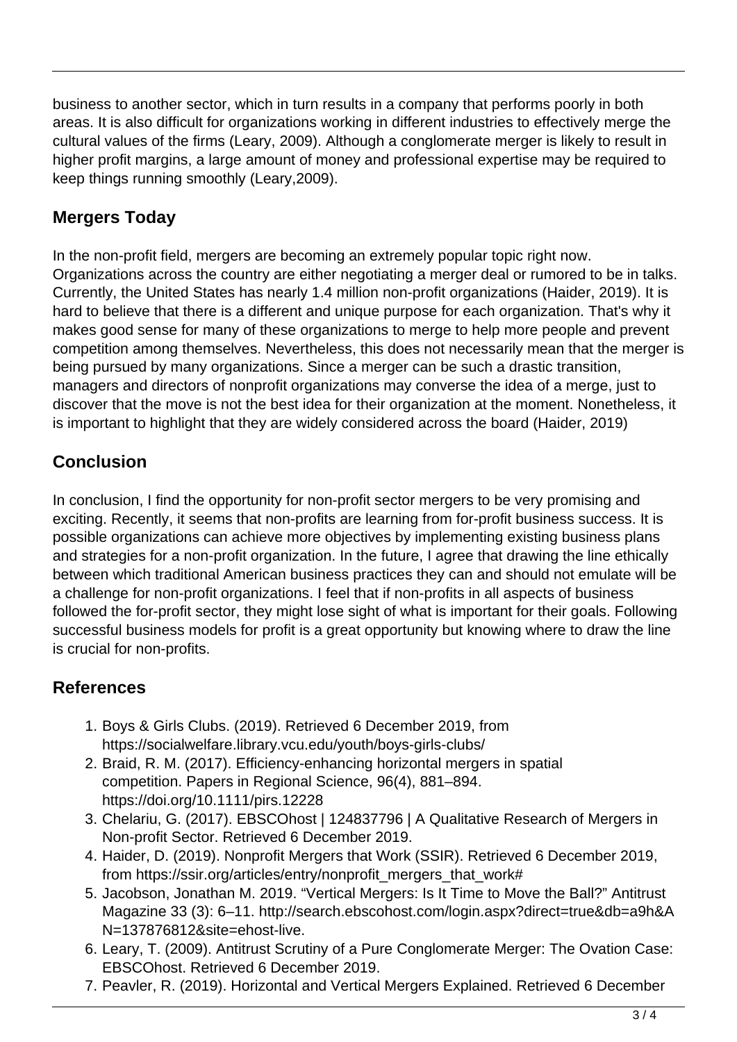business to another sector, which in turn results in a company that performs poorly in both areas. It is also difficult for organizations working in different industries to effectively merge the cultural values of the firms (Leary, 2009). Although a conglomerate merger is likely to result in higher profit margins, a large amount of money and professional expertise may be required to keep things running smoothly (Leary,2009).

## Mergers Today

In the non-profit field, mergers are becoming an extremely popular topic right now. Organizations across the country are either negotiating a merger deal or rumored to be in talks. Currently, the United States has nearly 1.4 million non-profit organizations (Haider, 2019). It is hard to believe that there is a different and unique purpose for each organization. That's why it makes good sense for many of these organizations to merge to help more people and prevent competition among themselves. Nevertheless, this does not necessarily mean that the merger is being pursued by many organizations. Since a merger can be such a drastic transition, managers and directors of nonprofit organizations may converse the idea of a merge, just to discover that the move is not the best idea for their organization at the moment. Nonetheless, it is important to highlight that they are widely considered across the board (Haider, 2019)

## Conclusion

In conclusion, I find the opportunity for non-profit sector mergers to be very promising and exciting. Recently, it seems that non-profits are learning from for-profit business success. It is possible organizations can achieve more objectives by implementing existing business plans and strategies for a non-profit organization. In the future, I agree that drawing the line ethically between which traditional American business practices they can and should not emulate will be a challenge for non-profit organizations. I feel that if non-profits in all aspects of business followed the for-profit sector, they might lose sight of what is important for their goals. Following successful business models for profit is a great opportunity but knowing where to draw the line is crucial for non-profits.

## References

1. Boys & Girls Clubs. (2019). Retrieved 6 December 2019, from https://socialwelfare.library.vcu.edu/youth/boys-girls-clubs/
2. Braid, R. M. (2017). Efficiency-enhancing horizontal mergers in spatial competition. Papers in Regional Science, 96(4), 881–894. https://doi.org/10.1111/pirs.12228
3. Chelariu, G. (2017). EBSCOhost | 124837796 | A Qualitative Research of Mergers in Non-profit Sector. Retrieved 6 December 2019.
4. Haider, D. (2019). Nonprofit Mergers that Work (SSIR). Retrieved 6 December 2019, from https://ssir.org/articles/entry/nonprofit_mergers_that_work#
5. Jacobson, Jonathan M. 2019. "Vertical Mergers: Is It Time to Move the Ball?" Antitrust Magazine 33 (3): 6–11. http://search.ebscohost.com/login.aspx?direct=true&db=a9h&AN=137876812&site=ehost-live.
6. Leary, T. (2009). Antitrust Scrutiny of a Pure Conglomerate Merger: The Ovation Case: EBSCOhost. Retrieved 6 December 2019.
7. Peavler, R. (2019). Horizontal and Vertical Mergers Explained. Retrieved 6 December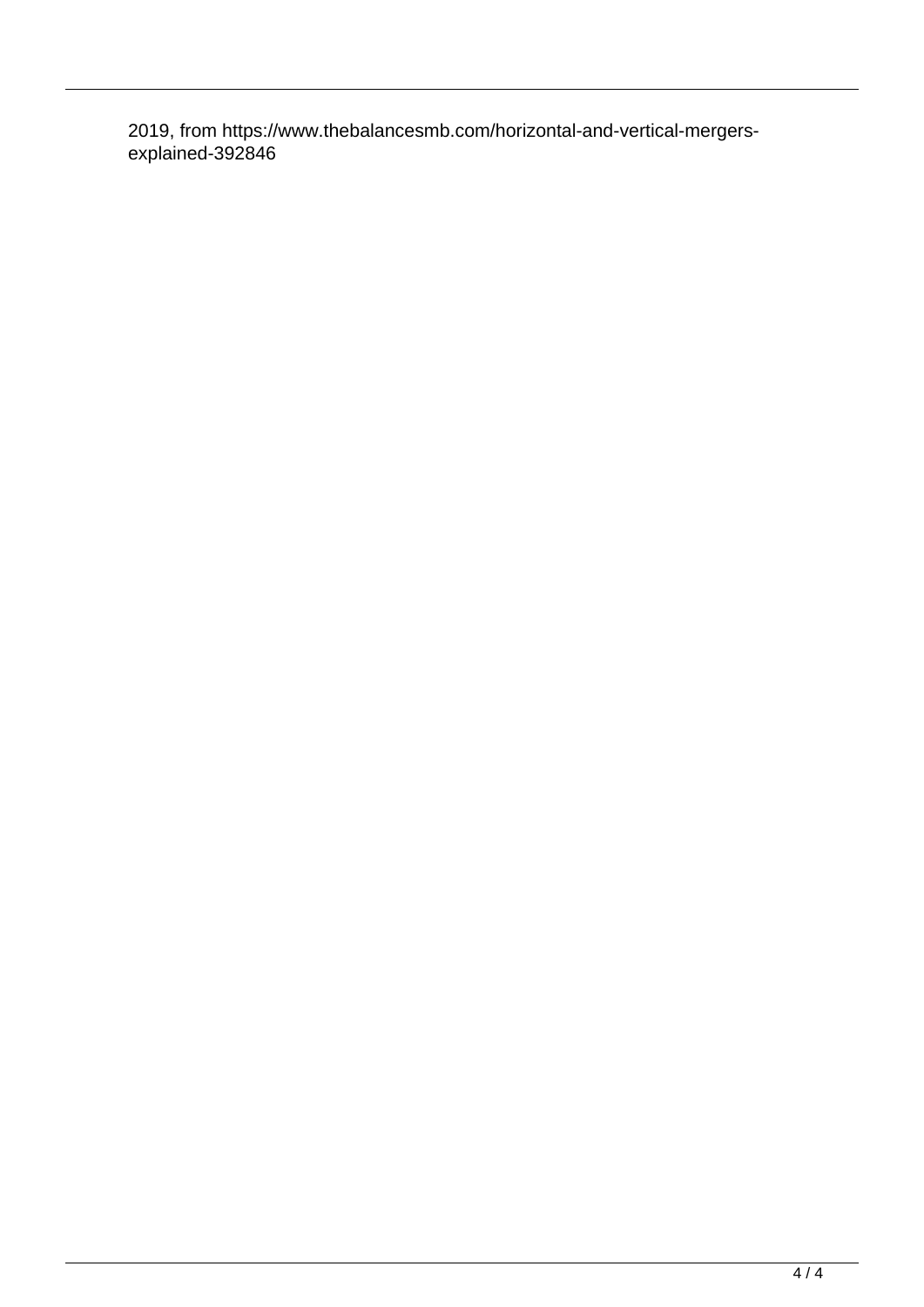2019, from https://www.thebalancesmb.com/horizontal-and-vertical-mergers-explained-392846